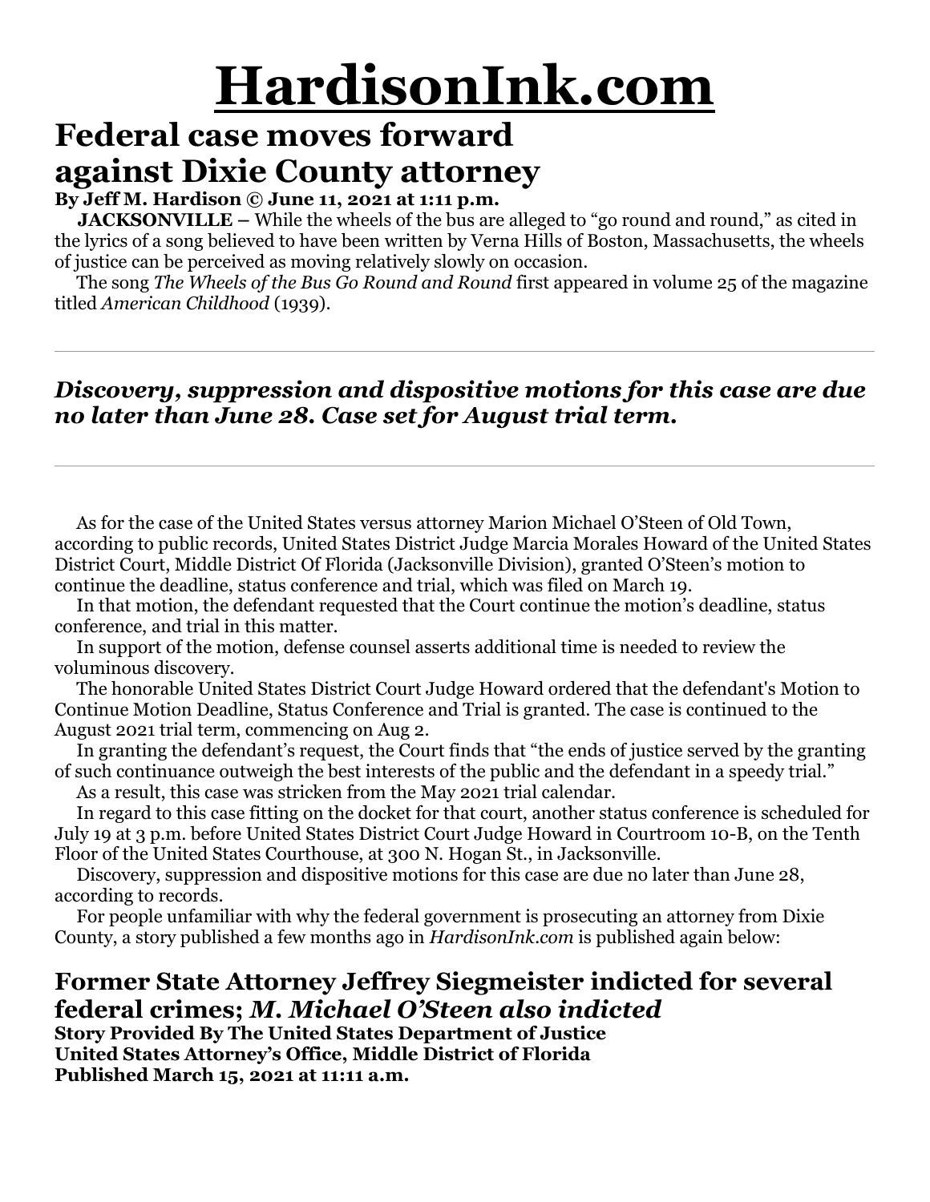# HardisonInk.com

## Federal case moves forward against Dixie County attorney

**By Jeff M. Hardison © June 11, 2021 at 1:11 p.m.**

**JACKSONVILLE** – While the wheels of the bus are alleged to "go round and round," as cited in the lyrics of a song believed to have been written by Verna Hills of Boston, Massachusetts, the wheels of justice can be perceived as moving relatively slowly on occasion.

The song *The Wheels of the Bus Go Round and Round* first appeared in volume 25 of the magazine titled *American Childhood* (1939).

---

***Discovery, suppression and dispositive motions for this case are due no later than June 28. Case set for August trial term.***

---

As for the case of the United States versus attorney Marion Michael O'Steen of Old Town, according to public records, United States District Judge Marcia Morales Howard of the United States District Court, Middle District Of Florida (Jacksonville Division), granted O'Steen's motion to continue the deadline, status conference and trial, which was filed on March 19.

In that motion, the defendant requested that the Court continue the motion's deadline, status conference, and trial in this matter.

In support of the motion, defense counsel asserts additional time is needed to review the voluminous discovery.

The honorable United States District Court Judge Howard ordered that the defendant's Motion to Continue Motion Deadline, Status Conference and Trial is granted. The case is continued to the August 2021 trial term, commencing on Aug 2.

In granting the defendant's request, the Court finds that "the ends of justice served by the granting of such continuance outweigh the best interests of the public and the defendant in a speedy trial."

As a result, this case was stricken from the May 2021 trial calendar.

In regard to this case fitting on the docket for that court, another status conference is scheduled for July 19 at 3 p.m. before United States District Court Judge Howard in Courtroom 10-B, on the Tenth Floor of the United States Courthouse, at 300 N. Hogan St., in Jacksonville.

Discovery, suppression and dispositive motions for this case are due no later than June 28, according to records.

For people unfamiliar with why the federal government is prosecuting an attorney from Dixie County, a story published a few months ago in *HardisonInk.com* is published again below:

## Former State Attorney Jeffrey Siegmeister indicted for several federal crimes; *M. Michael O'Steen also indicted*

**Story Provided By The United States Department of Justice**
**United States Attorney's Office, Middle District of Florida**
**Published March 15, 2021 at 11:11 a.m.**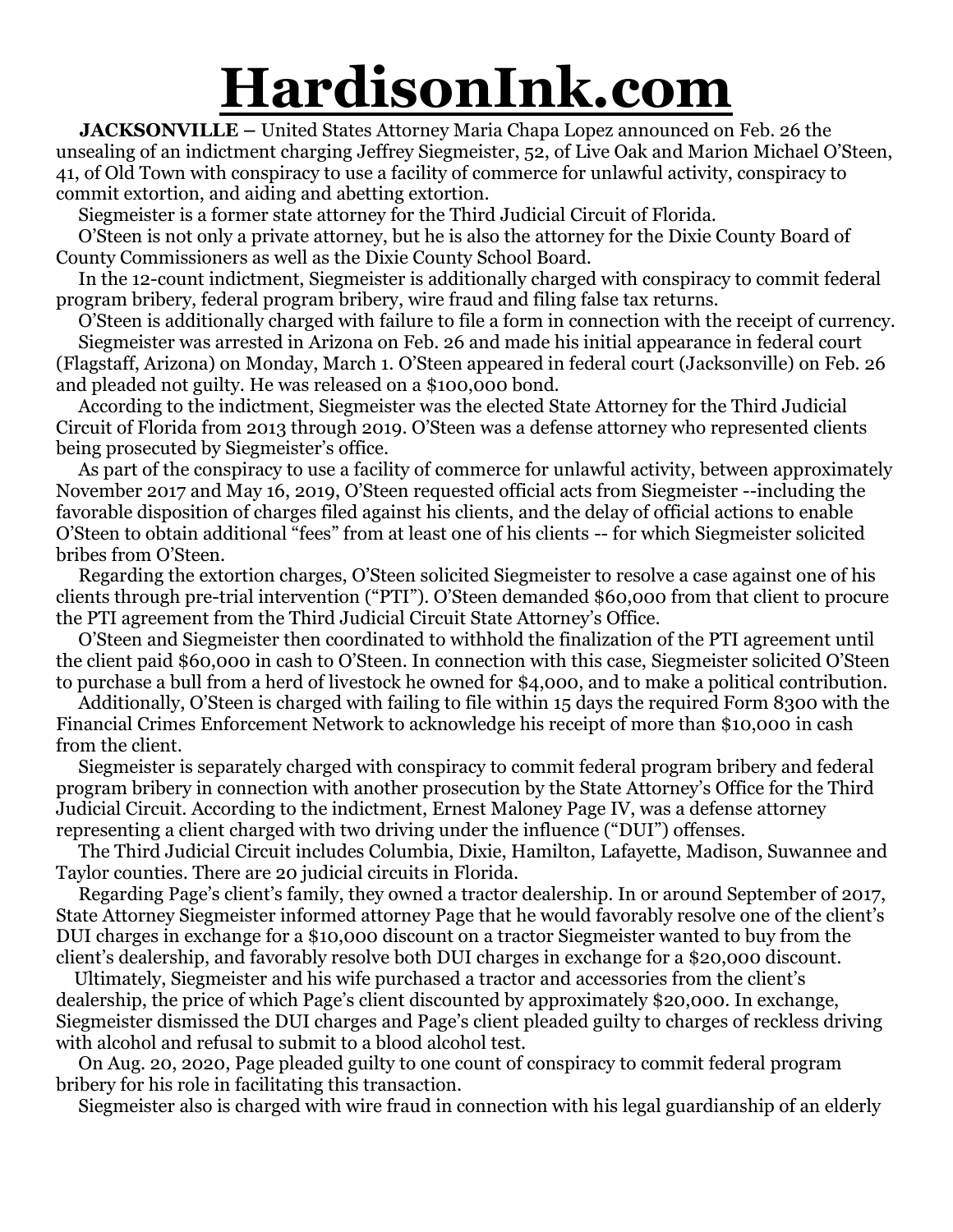# HardisonInk.com

**JACKSONVILLE –** United States Attorney Maria Chapa Lopez announced on Feb. 26 the unsealing of an indictment charging Jeffrey Siegmeister, 52, of Live Oak and Marion Michael O'Steen, 41, of Old Town with conspiracy to use a facility of commerce for unlawful activity, conspiracy to commit extortion, and aiding and abetting extortion.

Siegmeister is a former state attorney for the Third Judicial Circuit of Florida.

O'Steen is not only a private attorney, but he is also the attorney for the Dixie County Board of County Commissioners as well as the Dixie County School Board.

In the 12-count indictment, Siegmeister is additionally charged with conspiracy to commit federal program bribery, federal program bribery, wire fraud and filing false tax returns.

O'Steen is additionally charged with failure to file a form in connection with the receipt of currency.

Siegmeister was arrested in Arizona on Feb. 26 and made his initial appearance in federal court (Flagstaff, Arizona) on Monday, March 1. O'Steen appeared in federal court (Jacksonville) on Feb. 26 and pleaded not guilty. He was released on a $100,000 bond.

According to the indictment, Siegmeister was the elected State Attorney for the Third Judicial Circuit of Florida from 2013 through 2019. O'Steen was a defense attorney who represented clients being prosecuted by Siegmeister's office.

As part of the conspiracy to use a facility of commerce for unlawful activity, between approximately November 2017 and May 16, 2019, O'Steen requested official acts from Siegmeister --including the favorable disposition of charges filed against his clients, and the delay of official actions to enable O'Steen to obtain additional "fees" from at least one of his clients -- for which Siegmeister solicited bribes from O'Steen.

Regarding the extortion charges, O'Steen solicited Siegmeister to resolve a case against one of his clients through pre-trial intervention ("PTI"). O'Steen demanded $60,000 from that client to procure the PTI agreement from the Third Judicial Circuit State Attorney's Office.

O'Steen and Siegmeister then coordinated to withhold the finalization of the PTI agreement until the client paid $60,000 in cash to O'Steen. In connection with this case, Siegmeister solicited O'Steen to purchase a bull from a herd of livestock he owned for $4,000, and to make a political contribution.

Additionally, O'Steen is charged with failing to file within 15 days the required Form 8300 with the Financial Crimes Enforcement Network to acknowledge his receipt of more than $10,000 in cash from the client.

Siegmeister is separately charged with conspiracy to commit federal program bribery and federal program bribery in connection with another prosecution by the State Attorney's Office for the Third Judicial Circuit. According to the indictment, Ernest Maloney Page IV, was a defense attorney representing a client charged with two driving under the influence ("DUI") offenses.

The Third Judicial Circuit includes Columbia, Dixie, Hamilton, Lafayette, Madison, Suwannee and Taylor counties. There are 20 judicial circuits in Florida.

Regarding Page's client's family, they owned a tractor dealership. In or around September of 2017, State Attorney Siegmeister informed attorney Page that he would favorably resolve one of the client's DUI charges in exchange for a $10,000 discount on a tractor Siegmeister wanted to buy from the client's dealership, and favorably resolve both DUI charges in exchange for a $20,000 discount.

Ultimately, Siegmeister and his wife purchased a tractor and accessories from the client's dealership, the price of which Page's client discounted by approximately $20,000. In exchange, Siegmeister dismissed the DUI charges and Page's client pleaded guilty to charges of reckless driving with alcohol and refusal to submit to a blood alcohol test.

On Aug. 20, 2020, Page pleaded guilty to one count of conspiracy to commit federal program bribery for his role in facilitating this transaction.

Siegmeister also is charged with wire fraud in connection with his legal guardianship of an elderly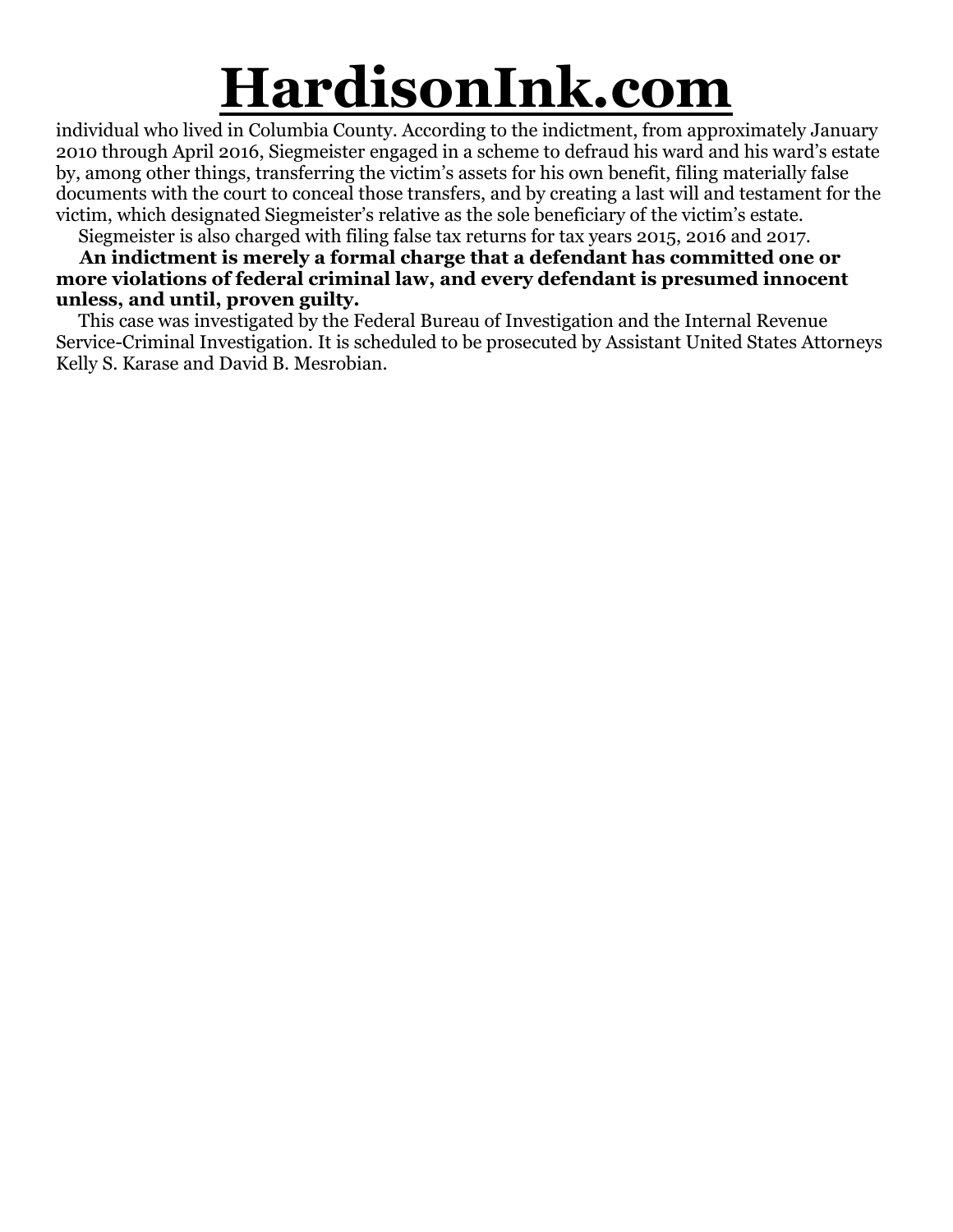individual who lived in Columbia County. According to the indictment, from approximately January 2010 through April 2016, Siegmeister engaged in a scheme to defraud his ward and his ward's estate by, among other things, transferring the victim's assets for his own benefit, filing materially false documents with the court to conceal those transfers, and by creating a last will and testament for the victim, which designated Siegmeister's relative as the sole beneficiary of the victim's estate.

Siegmeister is also charged with filing false tax returns for tax years 2015, 2016 and 2017.

**An indictment is merely a formal charge that a defendant has committed one or more violations of federal criminal law, and every defendant is presumed innocent unless, and until, proven guilty.**

This case was investigated by the Federal Bureau of Investigation and the Internal Revenue Service-Criminal Investigation. It is scheduled to be prosecuted by Assistant United States Attorneys Kelly S. Karase and David B. Mesrobian.